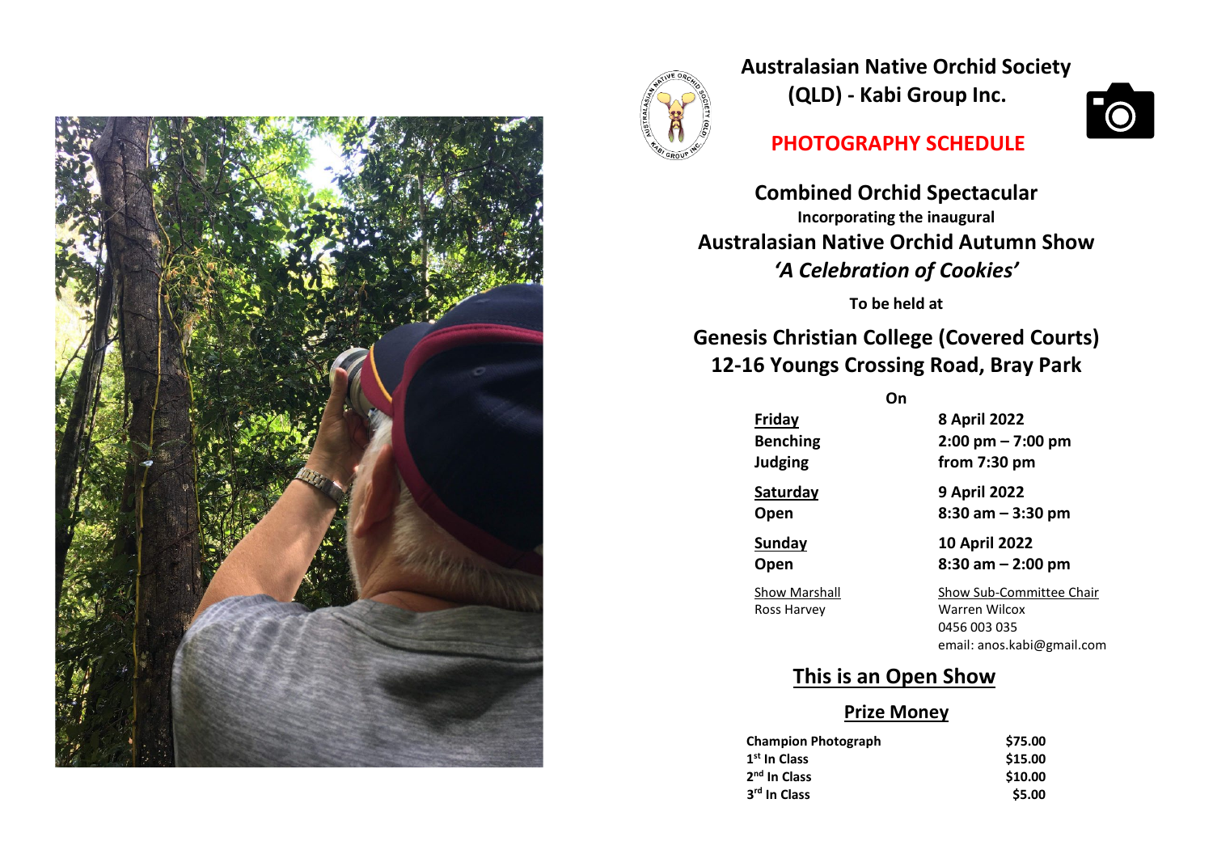# Australasian Native Orchid Society (QLD) - Kabi Group Inc.

## PHOTOGRAPHY SCHEDULE

## Combined Orchid Spectacular

**Incorporating the inaugural**

## Australasian Native Orchid Autumn Show

## *'A Celebration of Cookies'*

**To be held at**

## Genesis Christian College (Covered Courts) 12-16 Youngs Crossing Road, Bray Park

**On**

| | |
|---|---|
| **Friday** | **8 April 2022** |
| **Benching** | **2:00 pm – 7:00 pm** |
| **Judging** | **from 7:30 pm** |
| **Saturday** | **9 April 2022** |
| **Open** | **8:30 am – 3:30 pm** |
| **Sunday** | **10 April 2022** |
| **Open** | **8:30 am – 2:00 pm** |

Show Marshall
Ross Harvey

Show Sub-Committee Chair
Warren Wilcox
0456 003 035
email: anos.kabi@gmail.com

## This is an Open Show

### Prize Money

| | |
|---|---|
| **Champion Photograph** | **$75.00** |
| **1st In Class** | **$15.00** |
| **2nd In Class** | **$10.00** |
| **3rd In Class** | **$5.00** |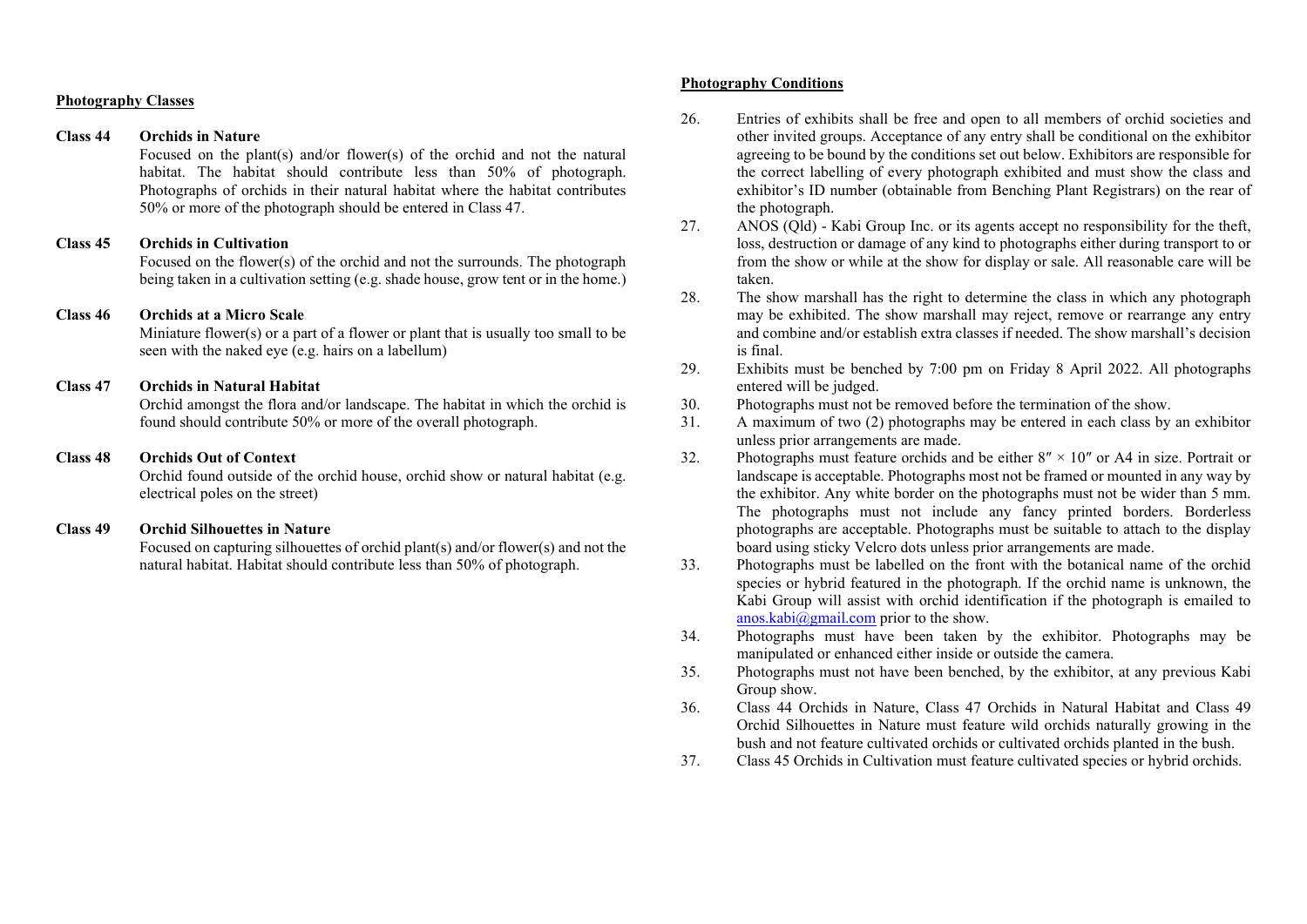## Photography Classes

**Class 44 Orchids in Nature**

Focused on the plant(s) and/or flower(s) of the orchid and not the natural habitat. The habitat should contribute less than 50% of photograph. Photographs of orchids in their natural habitat where the habitat contributes 50% or more of the photograph should be entered in Class 47.

**Class 45 Orchids in Cultivation**

Focused on the flower(s) of the orchid and not the surrounds. The photograph being taken in a cultivation setting (e.g. shade house, grow tent or in the home.)

**Class 46 Orchids at a Micro Scale**

Miniature flower(s) or a part of a flower or plant that is usually too small to be seen with the naked eye (e.g. hairs on a labellum)

**Class 47 Orchids in Natural Habitat**

Orchid amongst the flora and/or landscape. The habitat in which the orchid is found should contribute 50% or more of the overall photograph.

**Class 48 Orchids Out of Context**

Orchid found outside of the orchid house, orchid show or natural habitat (e.g. electrical poles on the street)

**Class 49 Orchid Silhouettes in Nature**

Focused on capturing silhouettes of orchid plant(s) and/or flower(s) and not the natural habitat. Habitat should contribute less than 50% of photograph.

## Photography Conditions

26. Entries of exhibits shall be free and open to all members of orchid societies and other invited groups. Acceptance of any entry shall be conditional on the exhibitor agreeing to be bound by the conditions set out below. Exhibitors are responsible for the correct labelling of every photograph exhibited and must show the class and exhibitor's ID number (obtainable from Benching Plant Registrars) on the rear of the photograph.
27. ANOS (Qld) - Kabi Group Inc. or its agents accept no responsibility for the theft, loss, destruction or damage of any kind to photographs either during transport to or from the show or while at the show for display or sale. All reasonable care will be taken.
28. The show marshall has the right to determine the class in which any photograph may be exhibited. The show marshall may reject, remove or rearrange any entry and combine and/or establish extra classes if needed. The show marshall's decision is final.
29. Exhibits must be benched by 7:00 pm on Friday 8 April 2022. All photographs entered will be judged.
30. Photographs must not be removed before the termination of the show.
31. A maximum of two (2) photographs may be entered in each class by an exhibitor unless prior arrangements are made.
32. Photographs must feature orchids and be either 8″ × 10″ or A4 in size. Portrait or landscape is acceptable. Photographs most not be framed or mounted in any way by the exhibitor. Any white border on the photographs must not be wider than 5 mm. The photographs must not include any fancy printed borders. Borderless photographs are acceptable. Photographs must be suitable to attach to the display board using sticky Velcro dots unless prior arrangements are made.
33. Photographs must be labelled on the front with the botanical name of the orchid species or hybrid featured in the photograph. If the orchid name is unknown, the Kabi Group will assist with orchid identification if the photograph is emailed to anos.kabi@gmail.com prior to the show.
34. Photographs must have been taken by the exhibitor. Photographs may be manipulated or enhanced either inside or outside the camera.
35. Photographs must not have been benched, by the exhibitor, at any previous Kabi Group show.
36. Class 44 Orchids in Nature, Class 47 Orchids in Natural Habitat and Class 49 Orchid Silhouettes in Nature must feature wild orchids naturally growing in the bush and not feature cultivated orchids or cultivated orchids planted in the bush.
37. Class 45 Orchids in Cultivation must feature cultivated species or hybrid orchids.